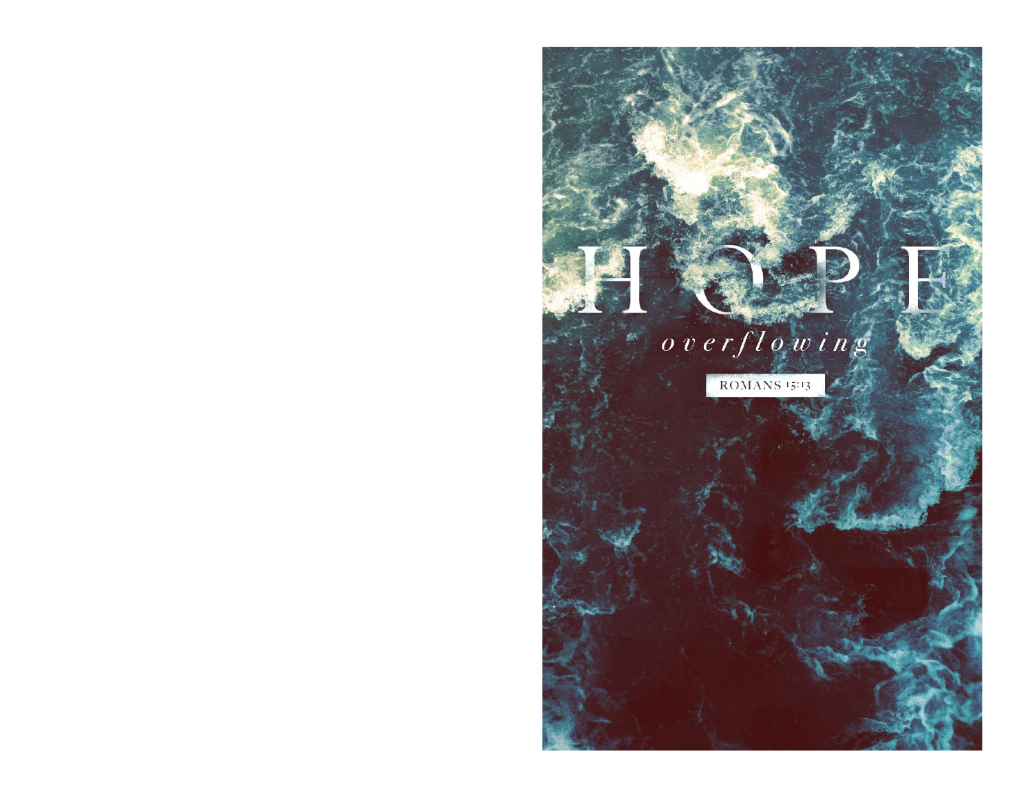# HOPE

*overflowing*

ROMANS 15:13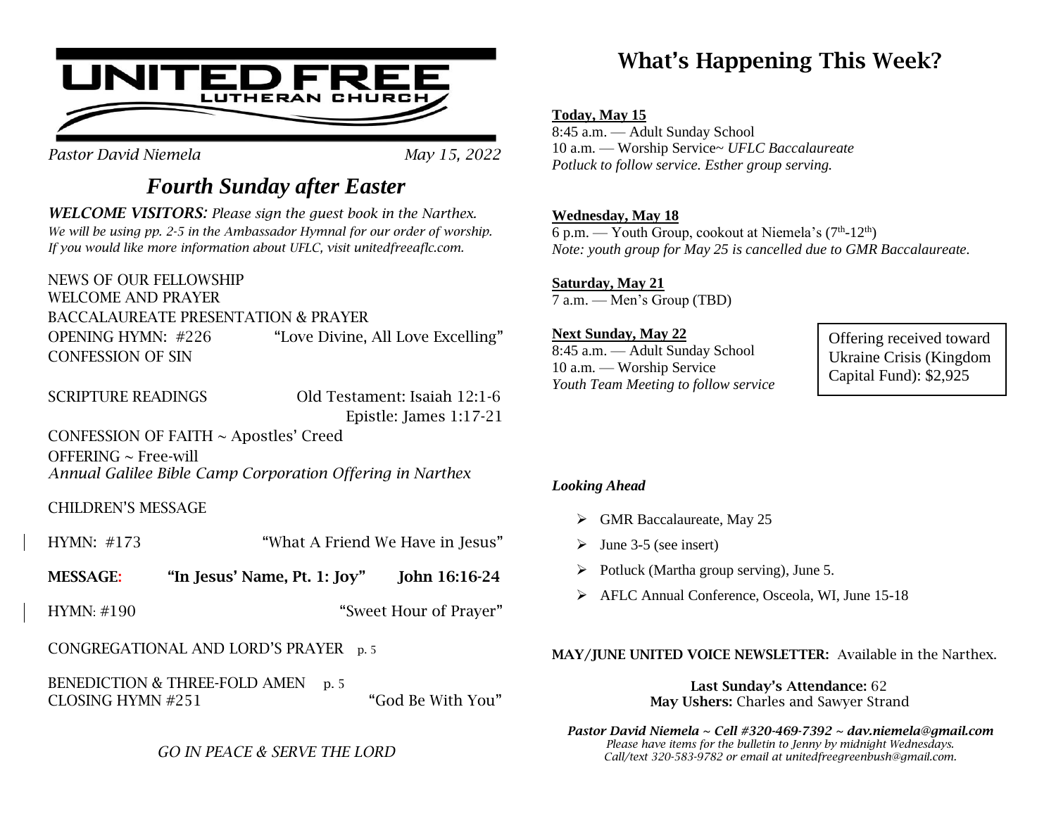# UNITED FREE LUTHERAN CHURCH

*Pastor David Niemela* *May 15, 2022*

## *Fourth Sunday after Easter*

***WELCOME VISITORS:*** *Please sign the guest book in the Narthex.*
*We will be using pp. 2-5 in the Ambassador Hymnal for our order of worship.*
*If you would like more information about UFLC, visit unitedfreeaflc.com.*

NEWS OF OUR FELLOWSHIP
WELCOME AND PRAYER
BACCALAUREATE PRESENTATION & PRAYER
OPENING HYMN: #226 "Love Divine, All Love Excelling"
CONFESSION OF SIN

SCRIPTURE READINGS Old Testament: Isaiah 12:1-6
Epistle: James 1:17-21

CONFESSION OF FAITH ~ Apostles' Creed
OFFERING ~ Free-will
*Annual Galilee Bible Camp Corporation Offering in Narthex*

CHILDREN'S MESSAGE

HYMN: #173 "What A Friend We Have in Jesus"

**MESSAGE: "In Jesus' Name, Pt. 1: Joy" John 16:16-24**

HYMN: #190 "Sweet Hour of Prayer"

CONGREGATIONAL AND LORD'S PRAYER p. 5

BENEDICTION & THREE-FOLD AMEN p. 5
CLOSING HYMN #251 "God Be With You"

*GO IN PEACE & SERVE THE LORD*

# What's Happening This Week?

**Today, May 15**
8:45 a.m. — Adult Sunday School
10 a.m. — Worship Service~ *UFLC Baccalaureate*
*Potluck to follow service. Esther group serving.*

**Wednesday, May 18**
6 p.m. — Youth Group, cookout at Niemela's (7th-12th)
*Note: youth group for May 25 is cancelled due to GMR Baccalaureate.*

**Saturday, May 21**
7 a.m. — Men's Group (TBD)

**Next Sunday, May 22**
8:45 a.m. — Adult Sunday School
10 a.m. — Worship Service
*Youth Team Meeting to follow service*

Offering received toward Ukraine Crisis (Kingdom Capital Fund): $2,925

***Looking Ahead***

- GMR Baccalaureate, May 25
- June 3-5 (see insert)
- Potluck (Martha group serving), June 5.
- AFLC Annual Conference, Osceola, WI, June 15-18

**MAY/JUNE UNITED VOICE NEWSLETTER:** Available in the Narthex.

**Last Sunday's Attendance:** 62
**May Ushers:** Charles and Sawyer Strand

***Pastor David Niemela ~ Cell #320-469-7392 ~ dav.niemela@gmail.com***
*Please have items for the bulletin to Jenny by midnight Wednesdays.*
*Call/text 320-583-9782 or email at unitedfreegreenbush@gmail.com.*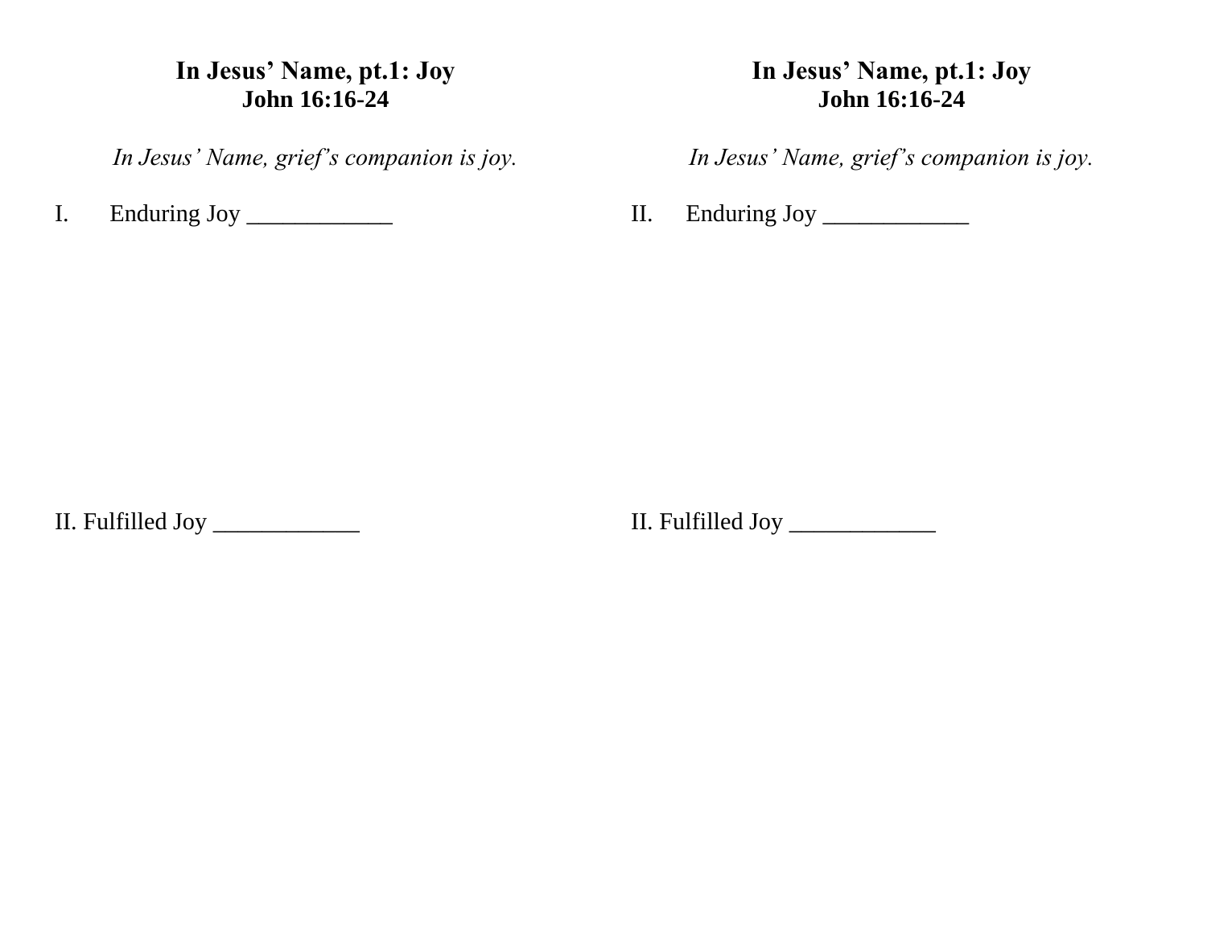**In Jesus' Name, pt.1: Joy**
**John 16:16-24**

*In Jesus' Name, grief's companion is joy.*

I. Enduring Joy ____________

II. Fulfilled Joy ____________

**In Jesus' Name, pt.1: Joy**
**John 16:16-24**

*In Jesus' Name, grief's companion is joy.*

II. Enduring Joy ____________

II. Fulfilled Joy ____________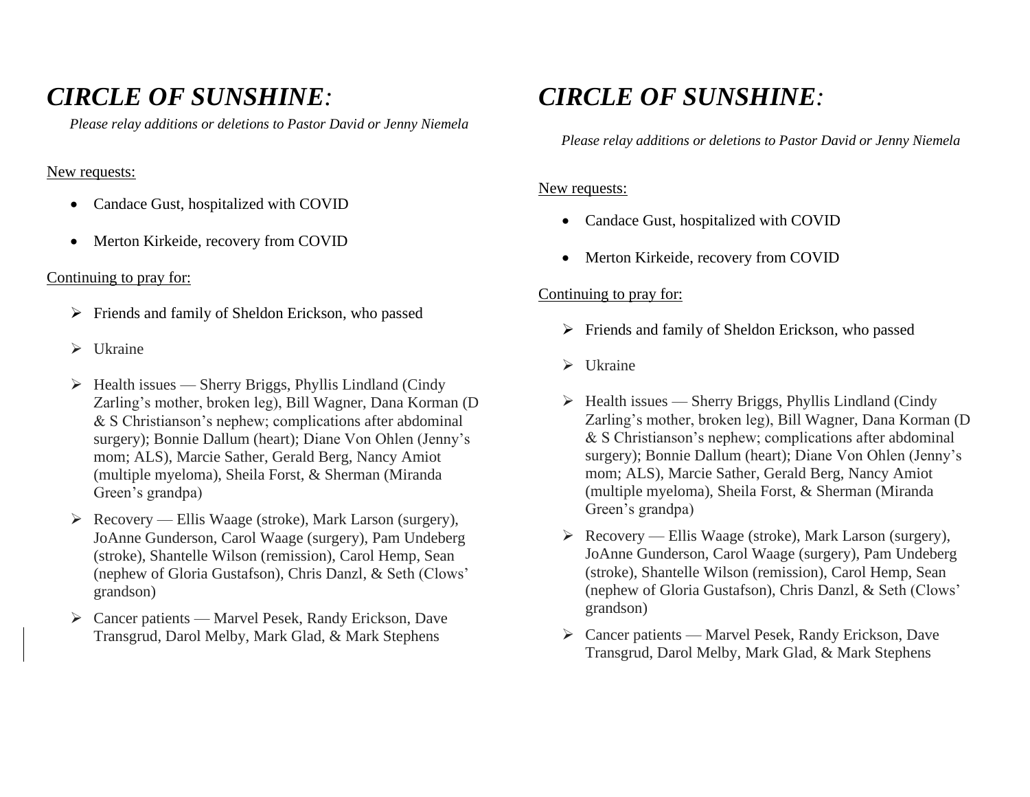# *CIRCLE OF SUNSHINE:*

*Please relay additions or deletions to Pastor David or Jenny Niemela*

<u>New requests:</u>

- Candace Gust, hospitalized with COVID
- Merton Kirkeide, recovery from COVID

<u>Continuing to pray for:</u>

- Friends and family of Sheldon Erickson, who passed
- Ukraine
- Health issues — Sherry Briggs, Phyllis Lindland (Cindy Zarling's mother, broken leg), Bill Wagner, Dana Korman (D & S Christianson's nephew; complications after abdominal surgery); Bonnie Dallum (heart); Diane Von Ohlen (Jenny's mom; ALS), Marcie Sather, Gerald Berg, Nancy Amiot (multiple myeloma), Sheila Forst, & Sherman (Miranda Green's grandpa)
- Recovery — Ellis Waage (stroke), Mark Larson (surgery), JoAnne Gunderson, Carol Waage (surgery), Pam Undeberg (stroke), Shantelle Wilson (remission), Carol Hemp, Sean (nephew of Gloria Gustafson), Chris Danzl, & Seth (Clows' grandson)
- Cancer patients — Marvel Pesek, Randy Erickson, Dave Transgrud, Darol Melby, Mark Glad, & Mark Stephens

# *CIRCLE OF SUNSHINE:*

*Please relay additions or deletions to Pastor David or Jenny Niemela*

<u>New requests:</u>

- Candace Gust, hospitalized with COVID
- Merton Kirkeide, recovery from COVID

<u>Continuing to pray for:</u>

- Friends and family of Sheldon Erickson, who passed
- Ukraine
- Health issues — Sherry Briggs, Phyllis Lindland (Cindy Zarling's mother, broken leg), Bill Wagner, Dana Korman (D & S Christianson's nephew; complications after abdominal surgery); Bonnie Dallum (heart); Diane Von Ohlen (Jenny's mom; ALS), Marcie Sather, Gerald Berg, Nancy Amiot (multiple myeloma), Sheila Forst, & Sherman (Miranda Green's grandpa)
- Recovery — Ellis Waage (stroke), Mark Larson (surgery), JoAnne Gunderson, Carol Waage (surgery), Pam Undeberg (stroke), Shantelle Wilson (remission), Carol Hemp, Sean (nephew of Gloria Gustafson), Chris Danzl, & Seth (Clows' grandson)
- Cancer patients — Marvel Pesek, Randy Erickson, Dave Transgrud, Darol Melby, Mark Glad, & Mark Stephens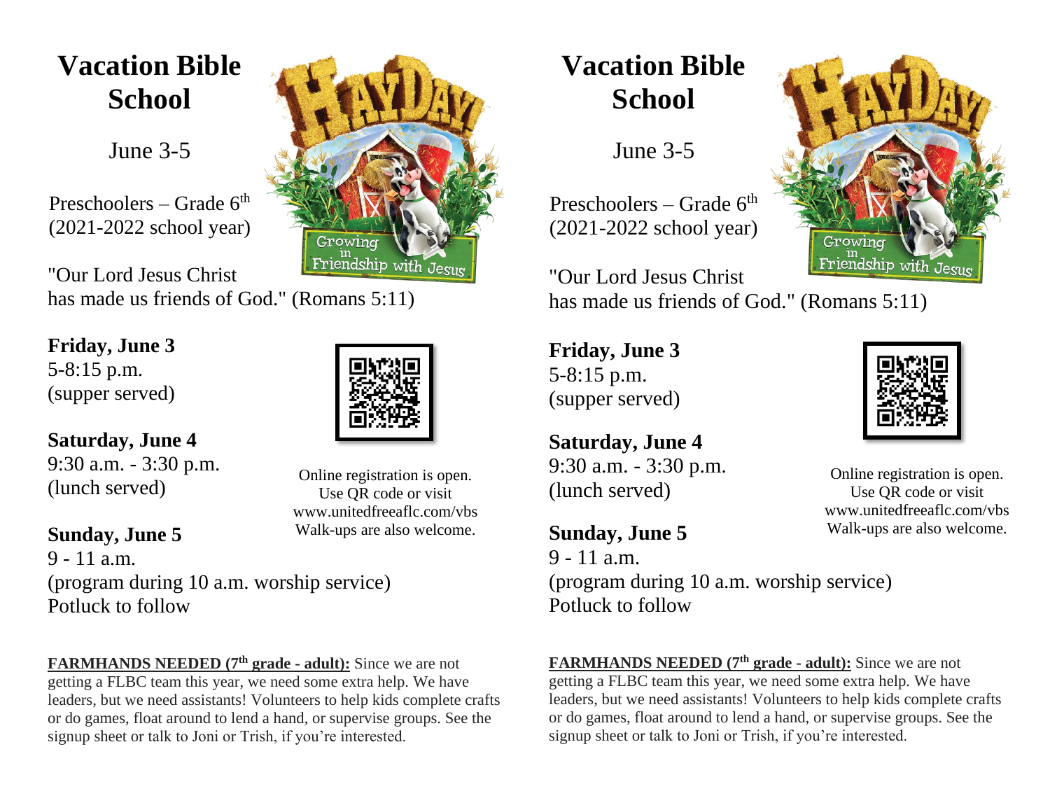# Vacation Bible School

June 3-5

Preschoolers – Grade 6th
(2021-2022 school year)

"Our Lord Jesus Christ has made us friends of God." (Romans 5:11)

**Friday, June 3**
5-8:15 p.m.
(supper served)

**Saturday, June 4**
9:30 a.m. - 3:30 p.m.
(lunch served)

**Sunday, June 5**
9 - 11 a.m.
(program during 10 a.m. worship service)
Potluck to follow

Online registration is open.
Use QR code or visit
www.unitedfreeaflc.com/vbs
Walk-ups are also welcome.

**FARMHANDS NEEDED (7th grade - adult):** Since we are not getting a FLBC team this year, we need some extra help. We have leaders, but we need assistants! Volunteers to help kids complete crafts or do games, float around to lend a hand, or supervise groups. See the signup sheet or talk to Joni or Trish, if you're interested.

# Vacation Bible School

June 3-5

Preschoolers – Grade 6th
(2021-2022 school year)

"Our Lord Jesus Christ has made us friends of God." (Romans 5:11)

**Friday, June 3**
5-8:15 p.m.
(supper served)

**Saturday, June 4**
9:30 a.m. - 3:30 p.m.
(lunch served)

**Sunday, June 5**
9 - 11 a.m.
(program during 10 a.m. worship service)
Potluck to follow

Online registration is open.
Use QR code or visit
www.unitedfreeaflc.com/vbs
Walk-ups are also welcome.

**FARMHANDS NEEDED (7th grade - adult):** Since we are not getting a FLBC team this year, we need some extra help. We have leaders, but we need assistants! Volunteers to help kids complete crafts or do games, float around to lend a hand, or supervise groups. See the signup sheet or talk to Joni or Trish, if you're interested.